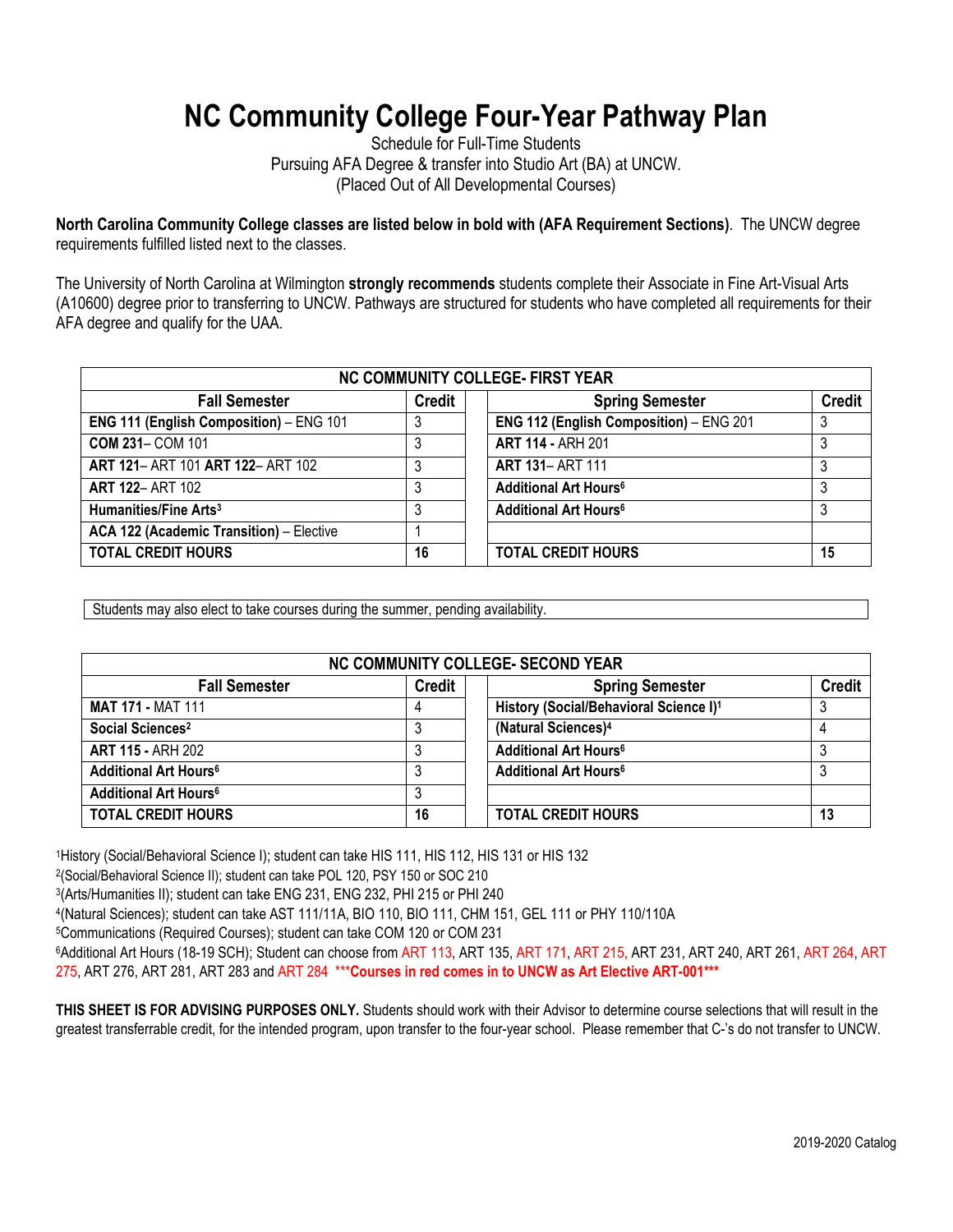# NC Community College Four-Year Pathway Plan

Schedule for Full-Time Students
Pursuing AFA Degree & transfer into Studio Art (BA) at UNCW.
(Placed Out of All Developmental Courses)

**North Carolina Community College classes are listed below in bold with (AFA Requirement Sections)**. The UNCW degree requirements fulfilled listed next to the classes.

The University of North Carolina at Wilmington **strongly recommends** students complete their Associate in Fine Art-Visual Arts (A10600) degree prior to transferring to UNCW. Pathways are structured for students who have completed all requirements for their AFA degree and qualify for the UAA.

| NC COMMUNITY COLLEGE- FIRST YEAR | | | | |
|---|---|---|---|---|
| **Fall Semester** | **Credit** | | **Spring Semester** | **Credit** |
| **ENG 111 (English Composition)** – ENG 101 | 3 | | **ENG 112 (English Composition)** – ENG 201 | 3 |
| **COM 231**– COM 101 | 3 | | **ART 114 -** ARH 201 | 3 |
| **ART 121**– ART 101 **ART 122**– ART 102 | 3 | | **ART 131**– ART 111 | 3 |
| **ART 122**– ART 102 | 3 | | **Additional Art Hours[6]** | 3 |
| **Humanities/Fine Arts[3]** | 3 | | **Additional Art Hours[6]** | 3 |
| **ACA 122 (Academic Transition)** – Elective | 1 | | | |
| **TOTAL CREDIT HOURS** | **16** | | **TOTAL CREDIT HOURS** | **15** |

Students may also elect to take courses during the summer, pending availability.

| NC COMMUNITY COLLEGE- SECOND YEAR | | | | |
|---|---|---|---|---|
| **Fall Semester** | **Credit** | | **Spring Semester** | **Credit** |
| **MAT 171 -** MAT 111 | 4 | | **History (Social/Behavioral Science I)[1]** | 3 |
| **Social Sciences[2]** | 3 | | **(Natural Sciences)[4]** | 4 |
| **ART 115 -** ARH 202 | 3 | | **Additional Art Hours[6]** | 3 |
| **Additional Art Hours[6]** | 3 | | **Additional Art Hours[6]** | 3 |
| **Additional Art Hours[6]** | 3 | | | |
| **TOTAL CREDIT HOURS** | **16** | | **TOTAL CREDIT HOURS** | **13** |

[1]History (Social/Behavioral Science I); student can take HIS 111, HIS 112, HIS 131 or HIS 132
[2](Social/Behavioral Science II); student can take POL 120, PSY 150 or SOC 210
[3](Arts/Humanities II); student can take ENG 231, ENG 232, PHI 215 or PHI 240
[4](Natural Sciences); student can take AST 111/11A, BIO 110, BIO 111, CHM 151, GEL 111 or PHY 110/110A
[5]Communications (Required Courses); student can take COM 120 or COM 231
[6]Additional Art Hours (18-19 SCH); Student can choose from ART 113, ART 135, ART 171, ART 215, ART 231, ART 240, ART 261, ART 264, ART 275, ART 276, ART 281, ART 283 and ART 284 ***Courses in red comes in to UNCW as Art Elective ART-001***

**THIS SHEET IS FOR ADVISING PURPOSES ONLY.** Students should work with their Advisor to determine course selections that will result in the greatest transferrable credit, for the intended program, upon transfer to the four-year school. Please remember that C-'s do not transfer to UNCW.

2019-2020 Catalog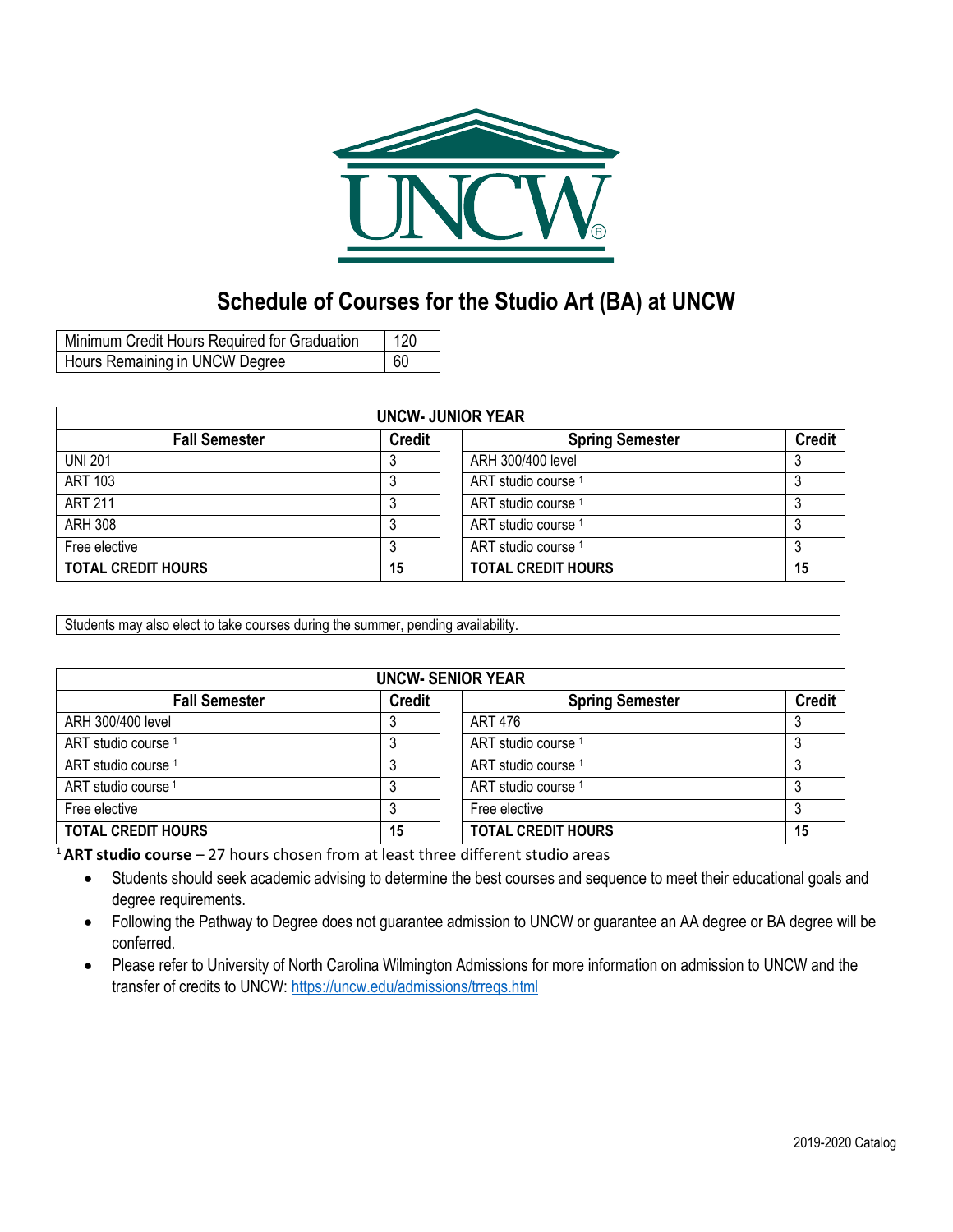# Schedule of Courses for the Studio Art (BA) at UNCW

| | |
|---|---|
| Minimum Credit Hours Required for Graduation | 120 |
| Hours Remaining in UNCW Degree | 60 |

| UNCW- JUNIOR YEAR | | | | |
|---|---|---|---|---|
| **Fall Semester** | **Credit** | | **Spring Semester** | **Credit** |
| UNI 201 | 3 | | ARH 300/400 level | 3 |
| ART 103 | 3 | | ART studio course [1] | 3 |
| ART 211 | 3 | | ART studio course [1] | 3 |
| ARH 308 | 3 | | ART studio course [1] | 3 |
| Free elective | 3 | | ART studio course [1] | 3 |
| **TOTAL CREDIT HOURS** | **15** | | **TOTAL CREDIT HOURS** | **15** |

Students may also elect to take courses during the summer, pending availability.

| UNCW- SENIOR YEAR | | | | |
|---|---|---|---|---|
| **Fall Semester** | **Credit** | | **Spring Semester** | **Credit** |
| ARH 300/400 level | 3 | | ART 476 | 3 |
| ART studio course [1] | 3 | | ART studio course [1] | 3 |
| ART studio course [1] | 3 | | ART studio course [1] | 3 |
| ART studio course [1] | 3 | | ART studio course [1] | 3 |
| Free elective | 3 | | Free elective | 3 |
| **TOTAL CREDIT HOURS** | **15** | | **TOTAL CREDIT HOURS** | **15** |

[1] **ART studio course** – 27 hours chosen from at least three different studio areas

- Students should seek academic advising to determine the best courses and sequence to meet their educational goals and degree requirements.
- Following the Pathway to Degree does not guarantee admission to UNCW or guarantee an AA degree or BA degree will be conferred.
- Please refer to University of North Carolina Wilmington Admissions for more information on admission to UNCW and the transfer of credits to UNCW: https://uncw.edu/admissions/trreqs.html

2019-2020 Catalog